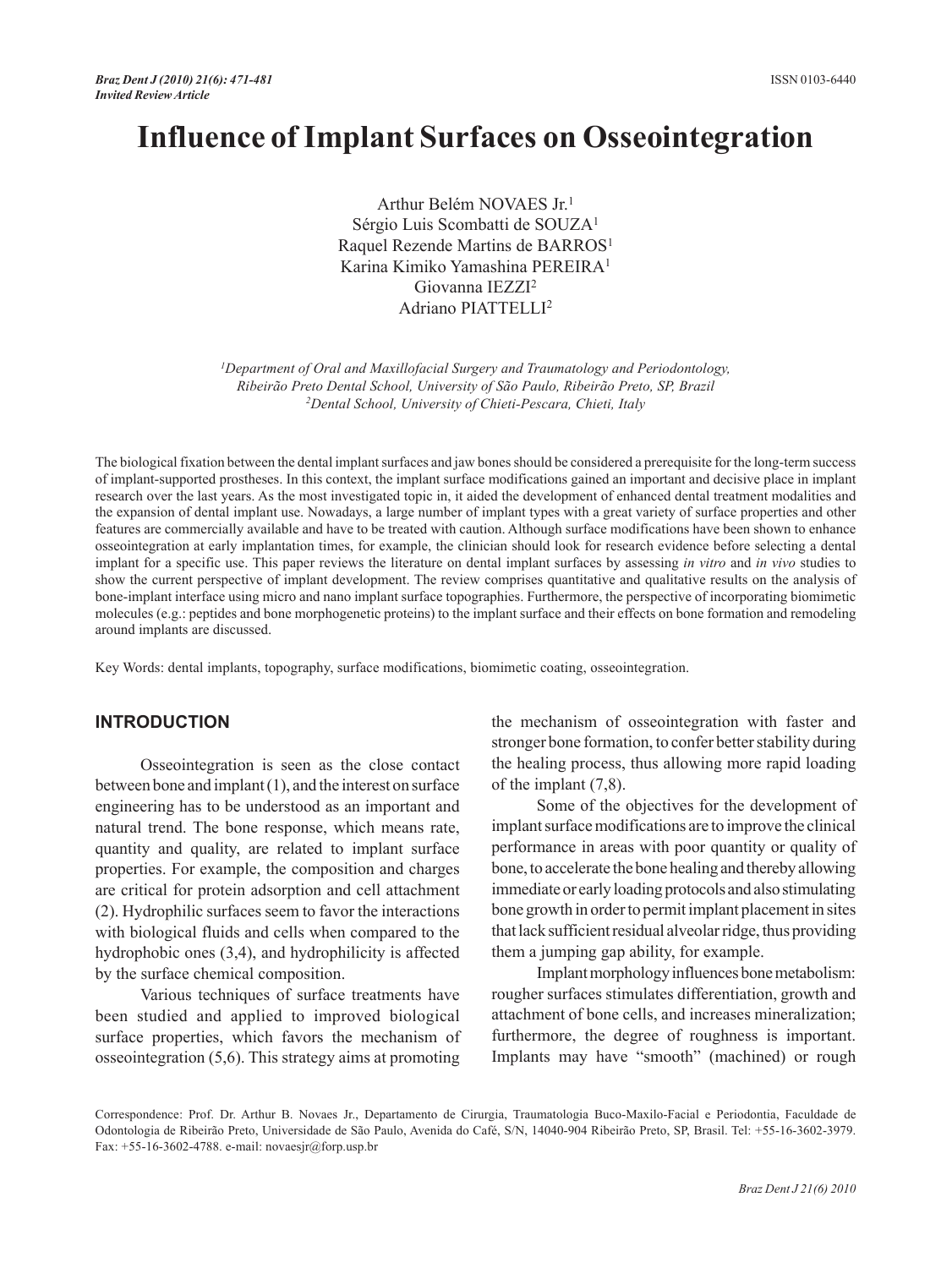*Invited Review Article*

# Influence of Implant Surfaces on Osseointegration

Arthur Belém NOVAES Jr.[1]
Sérgio Luis Scombatti de SOUZA[1]
Raquel Rezende Martins de BARROS[1]
Karina Kimiko Yamashina PEREIRA[1]
Giovanna IEZZI[2]
Adriano PIATTELLI[2]

*[1]Department of Oral and Maxillofacial Surgery and Traumatology and Periodontology, Ribeirão Preto Dental School, University of São Paulo, Ribeirão Preto, SP, Brazil*
*[2]Dental School, University of Chieti-Pescara, Chieti, Italy*

The biological fixation between the dental implant surfaces and jaw bones should be considered a prerequisite for the long-term success of implant-supported prostheses. In this context, the implant surface modifications gained an important and decisive place in implant research over the last years. As the most investigated topic in, it aided the development of enhanced dental treatment modalities and the expansion of dental implant use. Nowadays, a large number of implant types with a great variety of surface properties and other features are commercially available and have to be treated with caution. Although surface modifications have been shown to enhance osseointegration at early implantation times, for example, the clinician should look for research evidence before selecting a dental implant for a specific use. This paper reviews the literature on dental implant surfaces by assessing *in vitro* and *in vivo* studies to show the current perspective of implant development. The review comprises quantitative and qualitative results on the analysis of bone-implant interface using micro and nano implant surface topographies. Furthermore, the perspective of incorporating biomimetic molecules (e.g.: peptides and bone morphogenetic proteins) to the implant surface and their effects on bone formation and remodeling around implants are discussed.

Key Words: dental implants, topography, surface modifications, biomimetic coating, osseointegration.

## INTRODUCTION

Osseointegration is seen as the close contact between bone and implant (1), and the interest on surface engineering has to be understood as an important and natural trend. The bone response, which means rate, quantity and quality, are related to implant surface properties. For example, the composition and charges are critical for protein adsorption and cell attachment (2). Hydrophilic surfaces seem to favor the interactions with biological fluids and cells when compared to the hydrophobic ones (3,4), and hydrophilicity is affected by the surface chemical composition.

Various techniques of surface treatments have been studied and applied to improved biological surface properties, which favors the mechanism of osseointegration (5,6). This strategy aims at promoting the mechanism of osseointegration with faster and stronger bone formation, to confer better stability during the healing process, thus allowing more rapid loading of the implant (7,8).

Some of the objectives for the development of implant surface modifications are to improve the clinical performance in areas with poor quantity or quality of bone, to accelerate the bone healing and thereby allowing immediate or early loading protocols and also stimulating bone growth in order to permit implant placement in sites that lack sufficient residual alveolar ridge, thus providing them a jumping gap ability, for example.

Implant morphology influences bone metabolism: rougher surfaces stimulates differentiation, growth and attachment of bone cells, and increases mineralization; furthermore, the degree of roughness is important. Implants may have "smooth" (machined) or rough

Correspondence: Prof. Dr. Arthur B. Novaes Jr., Departamento de Cirurgia, Traumatologia Buco-Maxilo-Facial e Periodontia, Faculdade de Odontologia de Ribeirão Preto, Universidade de São Paulo, Avenida do Café, S/N, 14040-904 Ribeirão Preto, SP, Brasil. Tel: +55-16-3602-3979. Fax: +55-16-3602-4788. e-mail: novaesjr@forp.usp.br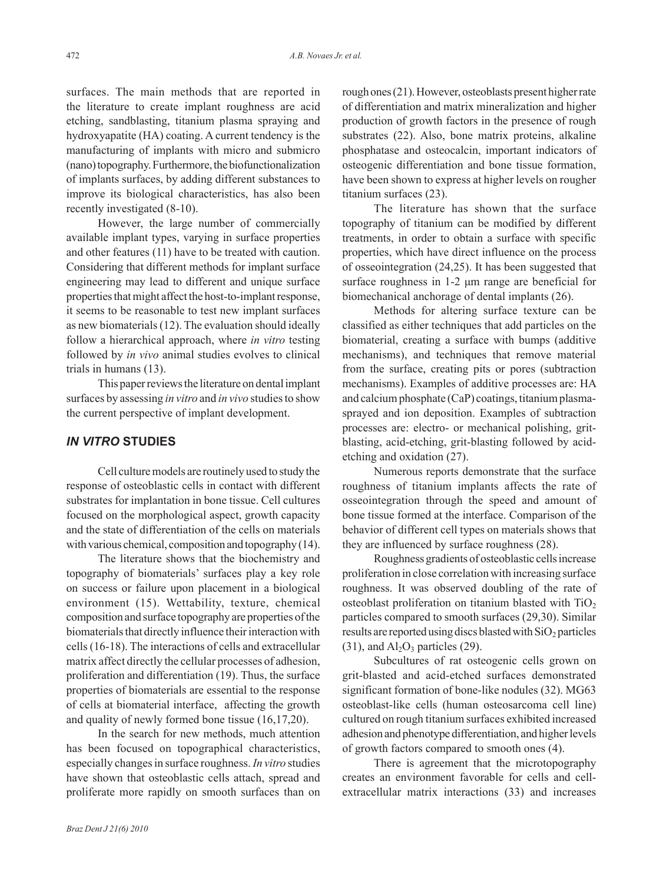surfaces. The main methods that are reported in the literature to create implant roughness are acid etching, sandblasting, titanium plasma spraying and hydroxyapatite (HA) coating. A current tendency is the manufacturing of implants with micro and submicro (nano) topography. Furthermore, the biofunctionalization of implants surfaces, by adding different substances to improve its biological characteristics, has also been recently investigated (8-10).

However, the large number of commercially available implant types, varying in surface properties and other features (11) have to be treated with caution. Considering that different methods for implant surface engineering may lead to different and unique surface properties that might affect the host-to-implant response, it seems to be reasonable to test new implant surfaces as new biomaterials (12). The evaluation should ideally follow a hierarchical approach, where *in vitro* testing followed by *in vivo* animal studies evolves to clinical trials in humans (13).

This paper reviews the literature on dental implant surfaces by assessing *in vitro* and *in vivo* studies to show the current perspective of implant development.

## *IN VITRO* STUDIES

Cell culture models are routinely used to study the response of osteoblastic cells in contact with different substrates for implantation in bone tissue. Cell cultures focused on the morphological aspect, growth capacity and the state of differentiation of the cells on materials with various chemical, composition and topography (14).

The literature shows that the biochemistry and topography of biomaterials' surfaces play a key role on success or failure upon placement in a biological environment (15). Wettability, texture, chemical composition and surface topography are properties of the biomaterials that directly influence their interaction with cells (16-18). The interactions of cells and extracellular matrix affect directly the cellular processes of adhesion, proliferation and differentiation (19). Thus, the surface properties of biomaterials are essential to the response of cells at biomaterial interface, affecting the growth and quality of newly formed bone tissue (16,17,20).

In the search for new methods, much attention has been focused on topographical characteristics, especially changes in surface roughness. *In vitro* studies have shown that osteoblastic cells attach, spread and proliferate more rapidly on smooth surfaces than on rough ones (21). However, osteoblasts present higher rate of differentiation and matrix mineralization and higher production of growth factors in the presence of rough substrates (22). Also, bone matrix proteins, alkaline phosphatase and osteocalcin, important indicators of osteogenic differentiation and bone tissue formation, have been shown to express at higher levels on rougher titanium surfaces (23).

The literature has shown that the surface topography of titanium can be modified by different treatments, in order to obtain a surface with specific properties, which have direct influence on the process of osseointegration (24,25). It has been suggested that surface roughness in 1-2 μm range are beneficial for biomechanical anchorage of dental implants (26).

Methods for altering surface texture can be classified as either techniques that add particles on the biomaterial, creating a surface with bumps (additive mechanisms), and techniques that remove material from the surface, creating pits or pores (subtraction mechanisms). Examples of additive processes are: HA and calcium phosphate (CaP) coatings, titanium plasma-sprayed and ion deposition. Examples of subtraction processes are: electro- or mechanical polishing, grit-blasting, acid-etching, grit-blasting followed by acid-etching and oxidation (27).

Numerous reports demonstrate that the surface roughness of titanium implants affects the rate of osseointegration through the speed and amount of bone tissue formed at the interface. Comparison of the behavior of different cell types on materials shows that they are influenced by surface roughness (28).

Roughness gradients of osteoblastic cells increase proliferation in close correlation with increasing surface roughness. It was observed doubling of the rate of osteoblast proliferation on titanium blasted with $TiO_2$ particles compared to smooth surfaces (29,30). Similar results are reported using discs blasted with $SiO_2$ particles (31), and $Al_2O_3$ particles (29).

Subcultures of rat osteogenic cells grown on grit-blasted and acid-etched surfaces demonstrated significant formation of bone-like nodules (32). MG63 osteoblast-like cells (human osteosarcoma cell line) cultured on rough titanium surfaces exhibited increased adhesion and phenotype differentiation, and higher levels of growth factors compared to smooth ones (4).

There is agreement that the microtopography creates an environment favorable for cells and cell-extracellular matrix interactions (33) and increases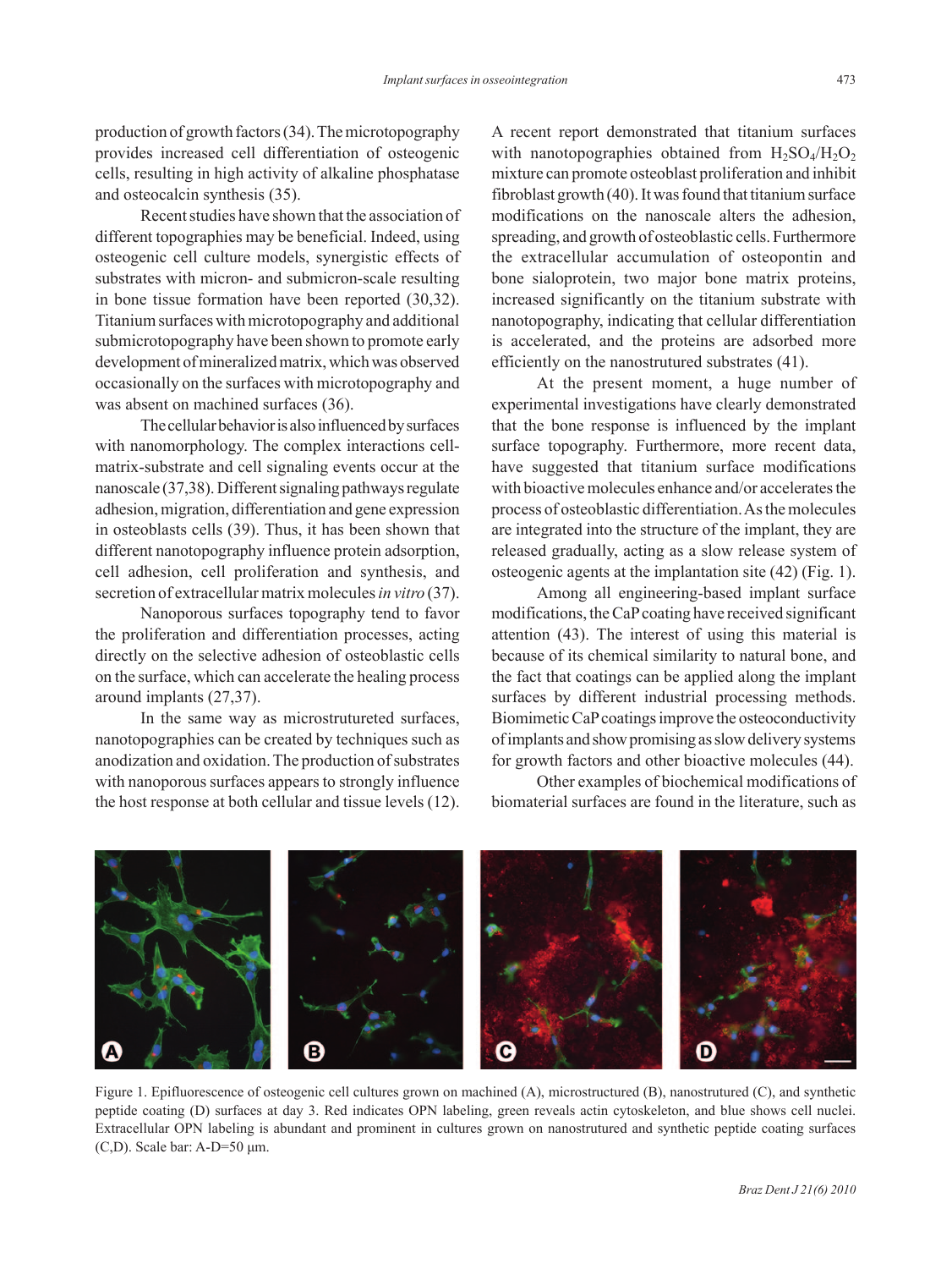production of growth factors (34). The microtopography provides increased cell differentiation of osteogenic cells, resulting in high activity of alkaline phosphatase and osteocalcin synthesis (35).

Recent studies have shown that the association of different topographies may be beneficial. Indeed, using osteogenic cell culture models, synergistic effects of substrates with micron- and submicron-scale resulting in bone tissue formation have been reported (30,32). Titanium surfaces with microtopography and additional submicrotopography have been shown to promote early development of mineralized matrix, which was observed occasionally on the surfaces with microtopography and was absent on machined surfaces (36).

The cellular behavior is also influenced by surfaces with nanomorphology. The complex interactions cell-matrix-substrate and cell signaling events occur at the nanoscale (37,38). Different signaling pathways regulate adhesion, migration, differentiation and gene expression in osteoblasts cells (39). Thus, it has been shown that different nanotopography influence protein adsorption, cell adhesion, cell proliferation and synthesis, and secretion of extracellular matrix molecules *in vitro* (37).

Nanoporous surfaces topography tend to favor the proliferation and differentiation processes, acting directly on the selective adhesion of osteoblastic cells on the surface, which can accelerate the healing process around implants (27,37).

In the same way as microstrutureted surfaces, nanotopographies can be created by techniques such as anodization and oxidation. The production of substrates with nanoporous surfaces appears to strongly influence the host response at both cellular and tissue levels (12).

A recent report demonstrated that titanium surfaces with nanotopographies obtained from $H_2SO_4/H_2O_2$ mixture can promote osteoblast proliferation and inhibit fibroblast growth (40). It was found that titanium surface modifications on the nanoscale alters the adhesion, spreading, and growth of osteoblastic cells. Furthermore the extracellular accumulation of osteopontin and bone sialoprotein, two major bone matrix proteins, increased significantly on the titanium substrate with nanotopography, indicating that cellular differentiation is accelerated, and the proteins are adsorbed more efficiently on the nanostrutured substrates (41).

At the present moment, a huge number of experimental investigations have clearly demonstrated that the bone response is influenced by the implant surface topography. Furthermore, more recent data, have suggested that titanium surface modifications with bioactive molecules enhance and/or accelerates the process of osteoblastic differentiation. As the molecules are integrated into the structure of the implant, they are released gradually, acting as a slow release system of osteogenic agents at the implantation site (42) (Fig. 1).

Among all engineering-based implant surface modifications, the CaP coating have received significant attention (43). The interest of using this material is because of its chemical similarity to natural bone, and the fact that coatings can be applied along the implant surfaces by different industrial processing methods. Biomimetic CaP coatings improve the osteoconductivity of implants and show promising as slow delivery systems for growth factors and other bioactive molecules (44).

Other examples of biochemical modifications of biomaterial surfaces are found in the literature, such as

Figure 1. Epifluorescence of osteogenic cell cultures grown on machined (A), microstructured (B), nanostrutured (C), and synthetic peptide coating (D) surfaces at day 3. Red indicates OPN labeling, green reveals actin cytoskeleton, and blue shows cell nuclei. Extracellular OPN labeling is abundant and prominent in cultures grown on nanostrutured and synthetic peptide coating surfaces (C,D). Scale bar: A-D=50 μm.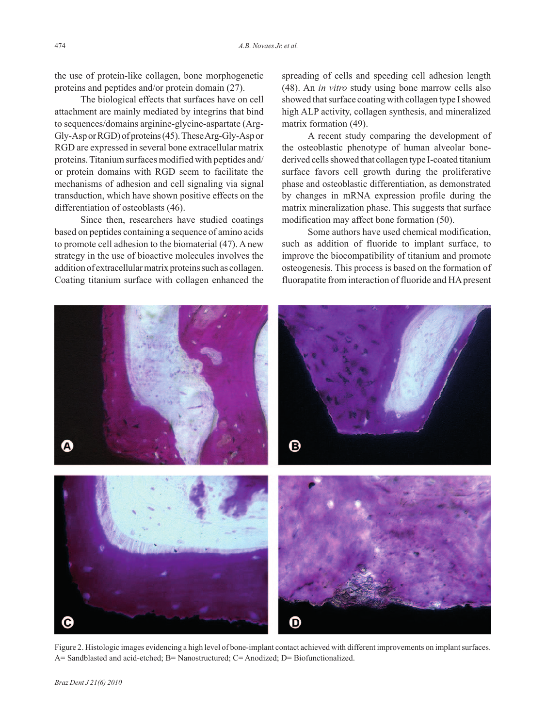the use of protein-like collagen, bone morphogenetic proteins and peptides and/or protein domain (27).

The biological effects that surfaces have on cell attachment are mainly mediated by integrins that bind to sequences/domains arginine-glycine-aspartate (Arg-Gly-Asp or RGD) of proteins (45). These Arg-Gly-Asp or RGD are expressed in several bone extracellular matrix proteins. Titanium surfaces modified with peptides and/or protein domains with RGD seem to facilitate the mechanisms of adhesion and cell signaling via signal transduction, which have shown positive effects on the differentiation of osteoblasts (46).

Since then, researchers have studied coatings based on peptides containing a sequence of amino acids to promote cell adhesion to the biomaterial (47). A new strategy in the use of bioactive molecules involves the addition of extracellular matrix proteins such as collagen. Coating titanium surface with collagen enhanced the spreading of cells and speeding cell adhesion length (48). An *in vitro* study using bone marrow cells also showed that surface coating with collagen type I showed high ALP activity, collagen synthesis, and mineralized matrix formation (49).

A recent study comparing the development of the osteoblastic phenotype of human alveolar bone-derived cells showed that collagen type I-coated titanium surface favors cell growth during the proliferative phase and osteoblastic differentiation, as demonstrated by changes in mRNA expression profile during the matrix mineralization phase. This suggests that surface modification may affect bone formation (50).

Some authors have used chemical modification, such as addition of fluoride to implant surface, to improve the biocompatibility of titanium and promote osteogenesis. This process is based on the formation of fluorapatite from interaction of fluoride and HA present

Figure 2. Histologic images evidencing a high level of bone-implant contact achieved with different improvements on implant surfaces. A= Sandblasted and acid-etched; B= Nanostructured; C= Anodized; D= Biofunctionalized.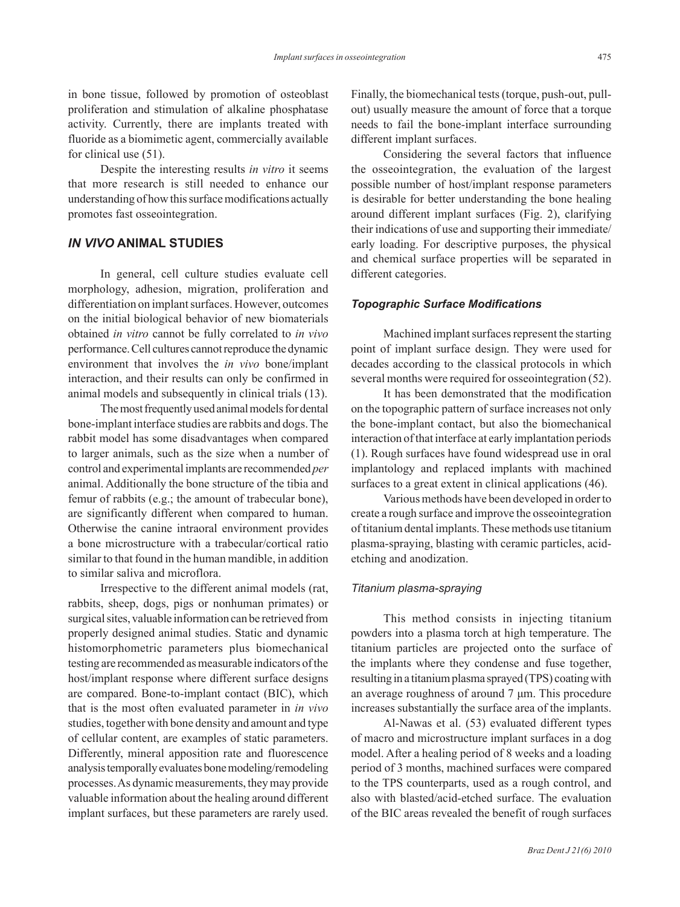in bone tissue, followed by promotion of osteoblast proliferation and stimulation of alkaline phosphatase activity. Currently, there are implants treated with fluoride as a biomimetic agent, commercially available for clinical use (51).

Despite the interesting results *in vitro* it seems that more research is still needed to enhance our understanding of how this surface modifications actually promotes fast osseointegration.

## *IN VIVO* ANIMAL STUDIES

In general, cell culture studies evaluate cell morphology, adhesion, migration, proliferation and differentiation on implant surfaces. However, outcomes on the initial biological behavior of new biomaterials obtained *in vitro* cannot be fully correlated to *in vivo* performance. Cell cultures cannot reproduce the dynamic environment that involves the *in vivo* bone/implant interaction, and their results can only be confirmed in animal models and subsequently in clinical trials (13).

The most frequently used animal models for dental bone-implant interface studies are rabbits and dogs. The rabbit model has some disadvantages when compared to larger animals, such as the size when a number of control and experimental implants are recommended *per* animal. Additionally the bone structure of the tibia and femur of rabbits (e.g.; the amount of trabecular bone), are significantly different when compared to human. Otherwise the canine intraoral environment provides a bone microstructure with a trabecular/cortical ratio similar to that found in the human mandible, in addition to similar saliva and microflora.

Irrespective to the different animal models (rat, rabbits, sheep, dogs, pigs or nonhuman primates) or surgical sites, valuable information can be retrieved from properly designed animal studies. Static and dynamic histomorphometric parameters plus biomechanical testing are recommended as measurable indicators of the host/implant response where different surface designs are compared. Bone-to-implant contact (BIC), which that is the most often evaluated parameter in *in vivo* studies, together with bone density and amount and type of cellular content, are examples of static parameters. Differently, mineral apposition rate and fluorescence analysis temporally evaluates bone modeling/remodeling processes. As dynamic measurements, they may provide valuable information about the healing around different implant surfaces, but these parameters are rarely used. Finally, the biomechanical tests (torque, push-out, pull-out) usually measure the amount of force that a torque needs to fail the bone-implant interface surrounding different implant surfaces.

Considering the several factors that influence the osseointegration, the evaluation of the largest possible number of host/implant response parameters is desirable for better understanding the bone healing around different implant surfaces (Fig. 2), clarifying their indications of use and supporting their immediate/early loading. For descriptive purposes, the physical and chemical surface properties will be separated in different categories.

### *Topographic Surface Modifications*

Machined implant surfaces represent the starting point of implant surface design. They were used for decades according to the classical protocols in which several months were required for osseointegration (52).

It has been demonstrated that the modification on the topographic pattern of surface increases not only the bone-implant contact, but also the biomechanical interaction of that interface at early implantation periods (1). Rough surfaces have found widespread use in oral implantology and replaced implants with machined surfaces to a great extent in clinical applications (46).

Various methods have been developed in order to create a rough surface and improve the osseointegration of titanium dental implants. These methods use titanium plasma-spraying, blasting with ceramic particles, acid-etching and anodization.

#### *Titanium plasma-spraying*

This method consists in injecting titanium powders into a plasma torch at high temperature. The titanium particles are projected onto the surface of the implants where they condense and fuse together, resulting in a titanium plasma sprayed (TPS) coating with an average roughness of around 7 μm. This procedure increases substantially the surface area of the implants.

Al-Nawas et al. (53) evaluated different types of macro and microstructure implant surfaces in a dog model. After a healing period of 8 weeks and a loading period of 3 months, machined surfaces were compared to the TPS counterparts, used as a rough control, and also with blasted/acid-etched surface. The evaluation of the BIC areas revealed the benefit of rough surfaces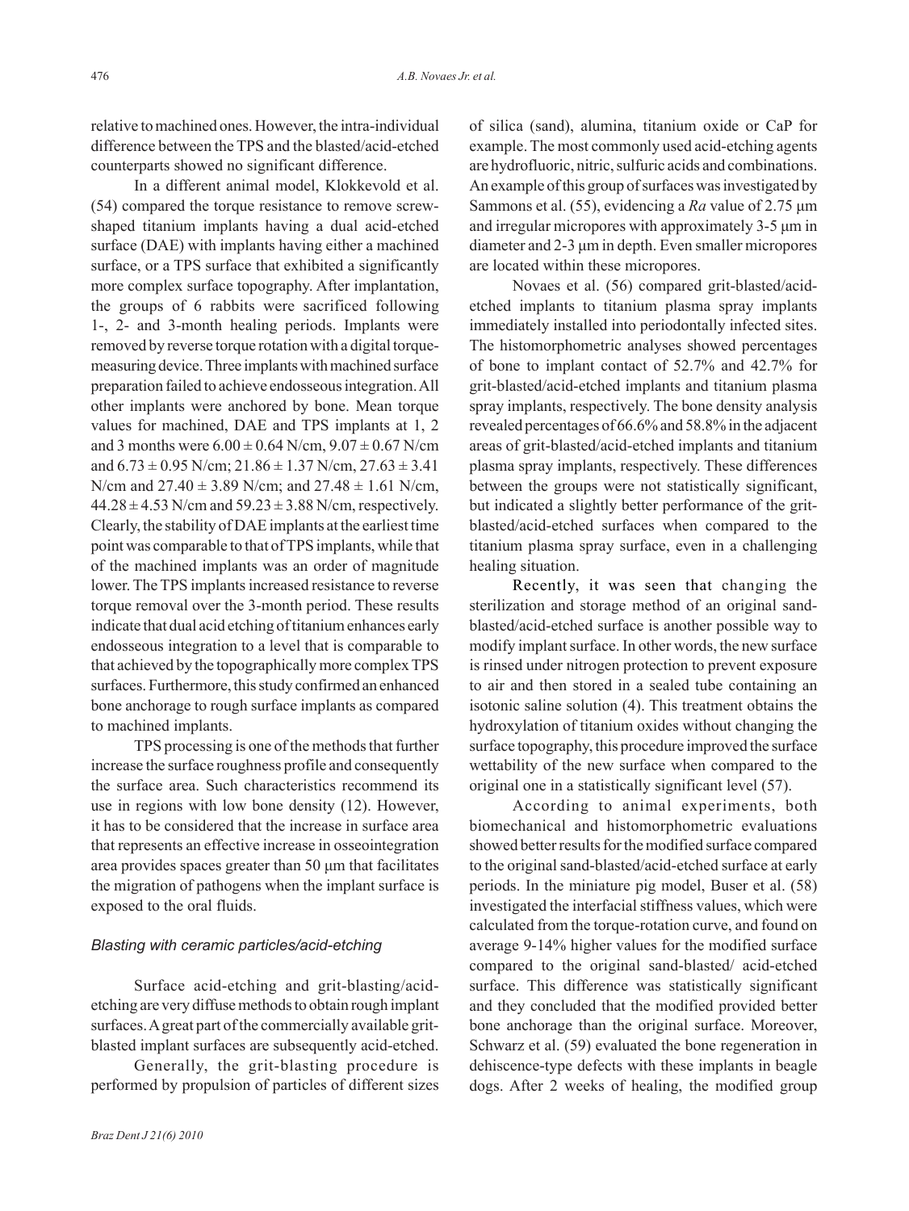relative to machined ones. However, the intra-individual difference between the TPS and the blasted/acid-etched counterparts showed no significant difference.

In a different animal model, Klokkevold et al. (54) compared the torque resistance to remove screw-shaped titanium implants having a dual acid-etched surface (DAE) with implants having either a machined surface, or a TPS surface that exhibited a significantly more complex surface topography. After implantation, the groups of 6 rabbits were sacrificed following 1-, 2- and 3-month healing periods. Implants were removed by reverse torque rotation with a digital torque-measuring device. Three implants with machined surface preparation failed to achieve endosseous integration. All other implants were anchored by bone. Mean torque values for machined, DAE and TPS implants at 1, 2 and 3 months were $6.00 \pm 0.64$ N/cm, $9.07 \pm 0.67$ N/cm and $6.73 \pm 0.95$ N/cm; $21.86 \pm 1.37$ N/cm, $27.63 \pm 3.41$ N/cm and $27.40 \pm 3.89$ N/cm; and $27.48 \pm 1.61$ N/cm, $44.28 \pm 4.53$ N/cm and $59.23 \pm 3.88$ N/cm, respectively. Clearly, the stability of DAE implants at the earliest time point was comparable to that of TPS implants, while that of the machined implants was an order of magnitude lower. The TPS implants increased resistance to reverse torque removal over the 3-month period. These results indicate that dual acid etching of titanium enhances early endosseous integration to a level that is comparable to that achieved by the topographically more complex TPS surfaces. Furthermore, this study confirmed an enhanced bone anchorage to rough surface implants as compared to machined implants.

TPS processing is one of the methods that further increase the surface roughness profile and consequently the surface area. Such characteristics recommend its use in regions with low bone density (12). However, it has to be considered that the increase in surface area that represents an effective increase in osseointegration area provides spaces greater than 50 µm that facilitates the migration of pathogens when the implant surface is exposed to the oral fluids.

### *Blasting with ceramic particles/acid-etching*

Surface acid-etching and grit-blasting/acid-etching are very diffuse methods to obtain rough implant surfaces. A great part of the commercially available grit-blasted implant surfaces are subsequently acid-etched.

Generally, the grit-blasting procedure is performed by propulsion of particles of different sizes of silica (sand), alumina, titanium oxide or CaP for example. The most commonly used acid-etching agents are hydrofluoric, nitric, sulfuric acids and combinations. An example of this group of surfaces was investigated by Sammons et al. (55), evidencing a *Ra* value of 2.75 µm and irregular micropores with approximately 3-5 µm in diameter and 2-3 µm in depth. Even smaller micropores are located within these micropores.

Novaes et al. (56) compared grit-blasted/acid-etched implants to titanium plasma spray implants immediately installed into periodontally infected sites. The histomorphometric analyses showed percentages of bone to implant contact of 52.7% and 42.7% for grit-blasted/acid-etched implants and titanium plasma spray implants, respectively. The bone density analysis revealed percentages of 66.6% and 58.8% in the adjacent areas of grit-blasted/acid-etched implants and titanium plasma spray implants, respectively. These differences between the groups were not statistically significant, but indicated a slightly better performance of the grit-blasted/acid-etched surfaces when compared to the titanium plasma spray surface, even in a challenging healing situation.

Recently, it was seen that changing the sterilization and storage method of an original sand-blasted/acid-etched surface is another possible way to modify implant surface. In other words, the new surface is rinsed under nitrogen protection to prevent exposure to air and then stored in a sealed tube containing an isotonic saline solution (4). This treatment obtains the hydroxylation of titanium oxides without changing the surface topography, this procedure improved the surface wettability of the new surface when compared to the original one in a statistically significant level (57).

According to animal experiments, both biomechanical and histomorphometric evaluations showed better results for the modified surface compared to the original sand-blasted/acid-etched surface at early periods. In the miniature pig model, Buser et al. (58) investigated the interfacial stiffness values, which were calculated from the torque-rotation curve, and found on average 9-14% higher values for the modified surface compared to the original sand-blasted/ acid-etched surface. This difference was statistically significant and they concluded that the modified provided better bone anchorage than the original surface. Moreover, Schwarz et al. (59) evaluated the bone regeneration in dehiscence-type defects with these implants in beagle dogs. After 2 weeks of healing, the modified group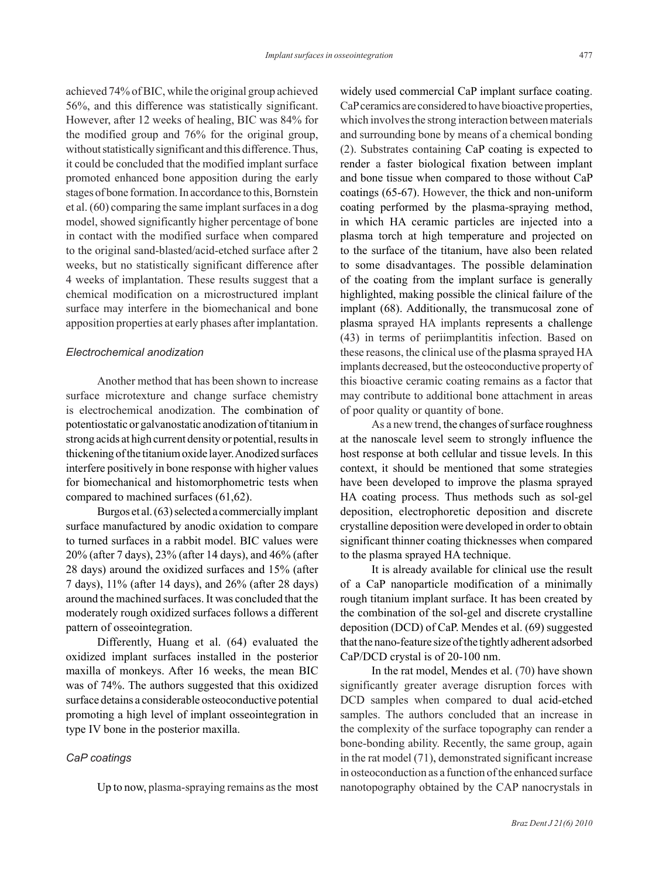achieved 74% of BIC, while the original group achieved 56%, and this difference was statistically significant. However, after 12 weeks of healing, BIC was 84% for the modified group and 76% for the original group, without statistically significant and this difference. Thus, it could be concluded that the modified implant surface promoted enhanced bone apposition during the early stages of bone formation. In accordance to this, Bornstein et al. (60) comparing the same implant surfaces in a dog model, showed significantly higher percentage of bone in contact with the modified surface when compared to the original sand-blasted/acid-etched surface after 2 weeks, but no statistically significant difference after 4 weeks of implantation. These results suggest that a chemical modification on a microstructured implant surface may interfere in the biomechanical and bone apposition properties at early phases after implantation.

### *Electrochemical anodization*

Another method that has been shown to increase surface microtexture and change surface chemistry is electrochemical anodization. The combination of potentiostatic or galvanostatic anodization of titanium in strong acids at high current density or potential, results in thickening of the titanium oxide layer. Anodized surfaces interfere positively in bone response with higher values for biomechanical and histomorphometric tests when compared to machined surfaces (61,62).

Burgos et al. (63) selected a commercially implant surface manufactured by anodic oxidation to compare to turned surfaces in a rabbit model. BIC values were 20% (after 7 days), 23% (after 14 days), and 46% (after 28 days) around the oxidized surfaces and 15% (after 7 days), 11% (after 14 days), and 26% (after 28 days) around the machined surfaces. It was concluded that the moderately rough oxidized surfaces follows a different pattern of osseointegration.

Differently, Huang et al. (64) evaluated the oxidized implant surfaces installed in the posterior maxilla of monkeys. After 16 weeks, the mean BIC was of 74%. The authors suggested that this oxidized surface detains a considerable osteoconductive potential promoting a high level of implant osseointegration in type IV bone in the posterior maxilla.

### *CaP coatings*

Up to now, plasma-spraying remains as the most widely used commercial CaP implant surface coating. CaP ceramics are considered to have bioactive properties, which involves the strong interaction between materials and surrounding bone by means of a chemical bonding (2). Substrates containing CaP coating is expected to render a faster biological fixation between implant and bone tissue when compared to those without CaP coatings (65-67). However, the thick and non-uniform coating performed by the plasma-spraying method, in which HA ceramic particles are injected into a plasma torch at high temperature and projected on to the surface of the titanium, have also been related to some disadvantages. The possible delamination of the coating from the implant surface is generally highlighted, making possible the clinical failure of the implant (68). Additionally, the transmucosal zone of plasma sprayed HA implants represents a challenge (43) in terms of periimplantitis infection. Based on these reasons, the clinical use of the plasma sprayed HA implants decreased, but the osteoconductive property of this bioactive ceramic coating remains as a factor that may contribute to additional bone attachment in areas of poor quality or quantity of bone.

As a new trend, the changes of surface roughness at the nanoscale level seem to strongly influence the host response at both cellular and tissue levels. In this context, it should be mentioned that some strategies have been developed to improve the plasma sprayed HA coating process. Thus methods such as sol-gel deposition, electrophoretic deposition and discrete crystalline deposition were developed in order to obtain significant thinner coating thicknesses when compared to the plasma sprayed HA technique.

It is already available for clinical use the result of a CaP nanoparticle modification of a minimally rough titanium implant surface. It has been created by the combination of the sol-gel and discrete crystalline deposition (DCD) of CaP. Mendes et al. (69) suggested that the nano-feature size of the tightly adherent adsorbed CaP/DCD crystal is of 20-100 nm.

In the rat model, Mendes et al. (70) have shown significantly greater average disruption forces with DCD samples when compared to dual acid-etched samples. The authors concluded that an increase in the complexity of the surface topography can render a bone-bonding ability. Recently, the same group, again in the rat model (71), demonstrated significant increase in osteoconduction as a function of the enhanced surface nanotopography obtained by the CAP nanocrystals in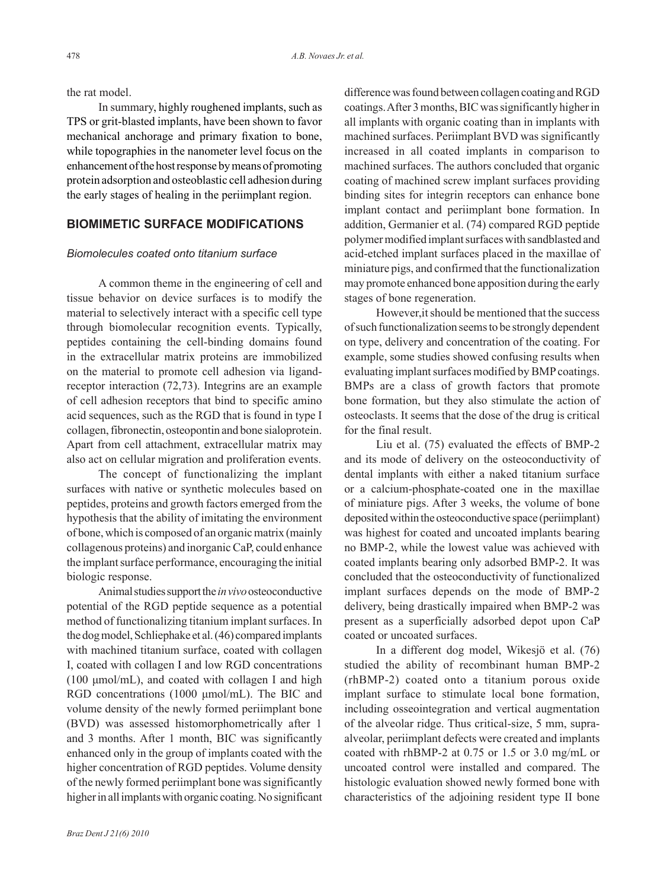the rat model.

In summary, highly roughened implants, such as TPS or grit-blasted implants, have been shown to favor mechanical anchorage and primary fixation to bone, while topographies in the nanometer level focus on the enhancement of the host response by means of promoting protein adsorption and osteoblastic cell adhesion during the early stages of healing in the periimplant region.

## BIOMIMETIC SURFACE MODIFICATIONS

### *Biomolecules coated onto titanium surface*

A common theme in the engineering of cell and tissue behavior on device surfaces is to modify the material to selectively interact with a specific cell type through biomolecular recognition events. Typically, peptides containing the cell-binding domains found in the extracellular matrix proteins are immobilized on the material to promote cell adhesion via ligand-receptor interaction (72,73). Integrins are an example of cell adhesion receptors that bind to specific amino acid sequences, such as the RGD that is found in type I collagen, fibronectin, osteopontin and bone sialoprotein. Apart from cell attachment, extracellular matrix may also act on cellular migration and proliferation events.

The concept of functionalizing the implant surfaces with native or synthetic molecules based on peptides, proteins and growth factors emerged from the hypothesis that the ability of imitating the environment of bone, which is composed of an organic matrix (mainly collagenous proteins) and inorganic CaP, could enhance the implant surface performance, encouraging the initial biologic response.

Animal studies support the *in vivo* osteoconductive potential of the RGD peptide sequence as a potential method of functionalizing titanium implant surfaces. In the dog model, Schliephake et al. (46) compared implants with machined titanium surface, coated with collagen I, coated with collagen I and low RGD concentrations (100 µmol/mL), and coated with collagen I and high RGD concentrations (1000 µmol/mL). The BIC and volume density of the newly formed periimplant bone (BVD) was assessed histomorphometrically after 1 and 3 months. After 1 month, BIC was significantly enhanced only in the group of implants coated with the higher concentration of RGD peptides. Volume density of the newly formed periimplant bone was significantly higher in all implants with organic coating. No significant difference was found between collagen coating and RGD coatings. After 3 months, BIC was significantly higher in all implants with organic coating than in implants with machined surfaces. Periimplant BVD was significantly increased in all coated implants in comparison to machined surfaces. The authors concluded that organic coating of machined screw implant surfaces providing binding sites for integrin receptors can enhance bone implant contact and periimplant bone formation. In addition, Germanier et al. (74) compared RGD peptide polymer modified implant surfaces with sandblasted and acid-etched implant surfaces placed in the maxillae of miniature pigs, and confirmed that the functionalization may promote enhanced bone apposition during the early stages of bone regeneration.

However,it should be mentioned that the success of such functionalization seems to be strongly dependent on type, delivery and concentration of the coating. For example, some studies showed confusing results when evaluating implant surfaces modified by BMP coatings. BMPs are a class of growth factors that promote bone formation, but they also stimulate the action of osteoclasts. It seems that the dose of the drug is critical for the final result.

Liu et al. (75) evaluated the effects of BMP-2 and its mode of delivery on the osteoconductivity of dental implants with either a naked titanium surface or a calcium-phosphate-coated one in the maxillae of miniature pigs. After 3 weeks, the volume of bone deposited within the osteoconductive space (periimplant) was highest for coated and uncoated implants bearing no BMP-2, while the lowest value was achieved with coated implants bearing only adsorbed BMP-2. It was concluded that the osteoconductivity of functionalized implant surfaces depends on the mode of BMP-2 delivery, being drastically impaired when BMP-2 was present as a superficially adsorbed depot upon CaP coated or uncoated surfaces.

In a different dog model, Wikesjö et al. (76) studied the ability of recombinant human BMP-2 (rhBMP-2) coated onto a titanium porous oxide implant surface to stimulate local bone formation, including osseointegration and vertical augmentation of the alveolar ridge. Thus critical-size, 5 mm, supra-alveolar, periimplant defects were created and implants coated with rhBMP-2 at 0.75 or 1.5 or 3.0 mg/mL or uncoated control were installed and compared. The histologic evaluation showed newly formed bone with characteristics of the adjoining resident type II bone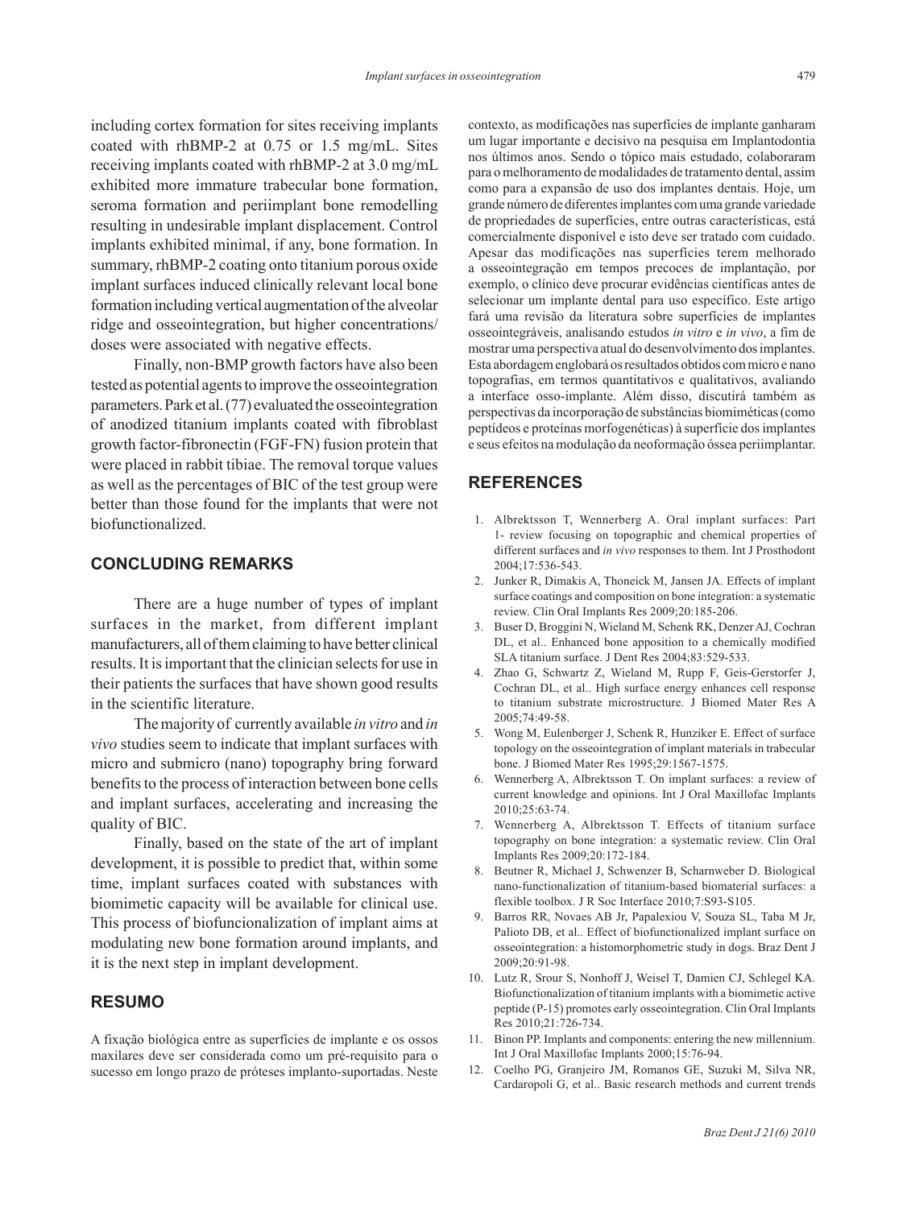including cortex formation for sites receiving implants coated with rhBMP-2 at 0.75 or 1.5 mg/mL. Sites receiving implants coated with rhBMP-2 at 3.0 mg/mL exhibited more immature trabecular bone formation, seroma formation and periimplant bone remodelling resulting in undesirable implant displacement. Control implants exhibited minimal, if any, bone formation. In summary, rhBMP-2 coating onto titanium porous oxide implant surfaces induced clinically relevant local bone formation including vertical augmentation of the alveolar ridge and osseointegration, but higher concentrations/ doses were associated with negative effects.

Finally, non-BMP growth factors have also been tested as potential agents to improve the osseointegration parameters. Park et al. (77) evaluated the osseointegration of anodized titanium implants coated with fibroblast growth factor-fibronectin (FGF-FN) fusion protein that were placed in rabbit tibiae. The removal torque values as well as the percentages of BIC of the test group were better than those found for the implants that were not biofunctionalized.

## CONCLUDING REMARKS

There are a huge number of types of implant surfaces in the market, from different implant manufacturers, all of them claiming to have better clinical results. It is important that the clinician selects for use in their patients the surfaces that have shown good results in the scientific literature.

The majority of currently available *in vitro* and *in vivo* studies seem to indicate that implant surfaces with micro and submicro (nano) topography bring forward benefits to the process of interaction between bone cells and implant surfaces, accelerating and increasing the quality of BIC.

Finally, based on the state of the art of implant development, it is possible to predict that, within some time, implant surfaces coated with substances with biomimetic capacity will be available for clinical use. This process of biofuncionalization of implant aims at modulating new bone formation around implants, and it is the next step in implant development.

## RESUMO

A fixação biológica entre as superfícies de implante e os ossos maxilares deve ser considerada como um pré-requisito para o sucesso em longo prazo de próteses implanto-suportadas. Neste contexto, as modificações nas superfícies de implante ganharam um lugar importante e decisivo na pesquisa em Implantodontia nos últimos anos. Sendo o tópico mais estudado, colaboraram para o melhoramento de modalidades de tratamento dental, assim como para a expansão de uso dos implantes dentais. Hoje, um grande número de diferentes implantes com uma grande variedade de propriedades de superfícies, entre outras características, está comercialmente disponível e isto deve ser tratado com cuidado. Apesar das modificações nas superfícies terem melhorado a osseointegração em tempos precoces de implantação, por exemplo, o clínico deve procurar evidências científicas antes de selecionar um implante dental para uso específico. Este artigo fará uma revisão da literatura sobre superfícies de implantes osseointegráveis, analisando estudos *in vitro* e *in vivo*, a fim de mostrar uma perspectiva atual do desenvolvimento dos implantes. Esta abordagem englobará os resultados obtidos com micro e nano topografias, em termos quantitativos e qualitativos, avaliando a interface osso-implante. Além disso, discutirá também as perspectivas da incorporação de substâncias biomiméticas (como peptídeos e proteínas morfogenéticas) à superfície dos implantes e seus efeitos na modulação da neoformação óssea periimplantar.

## REFERENCES

1. Albrektsson T, Wennerberg A. Oral implant surfaces: Part 1- review focusing on topographic and chemical properties of different surfaces and *in vivo* responses to them. Int J Prosthodont 2004;17:536-543.
2. Junker R, Dimakis A, Thoneick M, Jansen JA. Effects of implant surface coatings and composition on bone integration: a systematic review. Clin Oral Implants Res 2009;20:185-206.
3. Buser D, Broggini N, Wieland M, Schenk RK, Denzer AJ, Cochran DL, et al.. Enhanced bone apposition to a chemically modified SLA titanium surface. J Dent Res 2004;83:529-533.
4. Zhao G, Schwartz Z, Wieland M, Rupp F, Geis-Gerstorfer J, Cochran DL, et al.. High surface energy enhances cell response to titanium substrate microstructure. J Biomed Mater Res A 2005;74:49-58.
5. Wong M, Eulenberger J, Schenk R, Hunziker E. Effect of surface topology on the osseointegration of implant materials in trabecular bone. J Biomed Mater Res 1995;29:1567-1575.
6. Wennerberg A, Albrektsson T. On implant surfaces: a review of current knowledge and opinions. Int J Oral Maxillofac Implants 2010;25:63-74.
7. Wennerberg A, Albrektsson T. Effects of titanium surface topography on bone integration: a systematic review. Clin Oral Implants Res 2009;20:172-184.
8. Beutner R, Michael J, Schwenzer B, Scharnweber D. Biological nano-functionalization of titanium-based biomaterial surfaces: a flexible toolbox. J R Soc Interface 2010;7:S93-S105.
9. Barros RR, Novaes AB Jr, Papalexiou V, Souza SL, Taba M Jr, Palioto DB, et al.. Effect of biofunctionalized implant surface on osseointegration: a histomorphometric study in dogs. Braz Dent J 2009;20:91-98.
10. Lutz R, Srour S, Nonhoff J, Weisel T, Damien CJ, Schlegel KA. Biofunctionalization of titanium implants with a biomimetic active peptide (P-15) promotes early osseointegration. Clin Oral Implants Res 2010;21:726-734.
11. Binon PP. Implants and components: entering the new millennium. Int J Oral Maxillofac Implants 2000;15:76-94.
12. Coelho PG, Granjeiro JM, Romanos GE, Suzuki M, Silva NR, Cardaropoli G, et al.. Basic research methods and current trends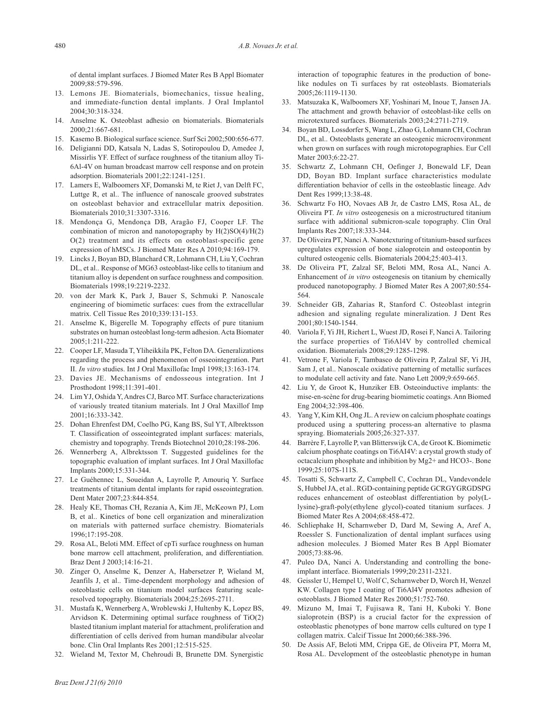of dental implant surfaces. J Biomed Mater Res B Appl Biomater 2009;88:579-596.

13. Lemons JE. Biomaterials, biomechanics, tissue healing, and immediate-function dental implants. J Oral Implantol 2004;30:318-324.
14. Anselme K. Osteoblast adhesio on biomaterials. Biomaterials 2000;21:667-681.
15. Kasemo B. Biological surface science. Surf Sci 2002;500:656-677.
16. Deligianni DD, Katsala N, Ladas S, Sotiropoulou D, Amedee J, Missirlis YF. Effect of surface roughness of the titanium alloy Ti-6Al-4V on human broadcast marrow cell response and on protein adsorption. Biomaterials 2001;22:1241-1251.
17. Lamers E, Walboomers XF, Domanski M, te Riet J, van Delft FC, Luttge R, et al.. The influence of nanoscale grooved substrates on osteoblast behavior and extracellular matrix deposition. Biomaterials 2010;31:3307-3316.
18. Mendonça G, Mendonça DB, Aragão FJ, Cooper LF. The combination of micron and nanotopography by H(2)SO(4)/H(2)O(2) treatment and its effects on osteoblast-specific gene expression of hMSCs. J Biomed Mater Res A 2010;94:169-179.
19. Lincks J, Boyan BD, Blanchard CR, Lohmann CH, Liu Y, Cochran DL, et al.. Response of MG63 osteoblast-like cells to titanium and titanium alloy is dependent on surface roughness and composition. Biomaterials 1998;19:2219-2232.
20. von der Mark K, Park J, Bauer S, Schmuki P. Nanoscale engineering of biomimetic surfaces: cues from the extracellular matrix. Cell Tissue Res 2010;339:131-153.
21. Anselme K, Bigerelle M. Topography effects of pure titanium substrates on human osteoblast long-term adhesion. Acta Biomater 2005;1:211-222.
22. Cooper LF, Masuda T, Yliheikkila PK, Felton DA. Generalizations regarding the process and phenomenon of osseointegration. Part II. *In vitro* studies. Int J Oral Maxillofac Impl 1998;13:163-174.
23. Davies JE. Mechanisms of endosseous integration. Int J Prosthodont 1998;11:391-401.
24. Lim YJ, Oshida Y, Andres CJ, Barco MT. Surface characterizations of variously treated titanium materials. Int J Oral Maxillof Imp 2001;16:333-342.
25. Dohan Ehrenfest DM, Coelho PG, Kang BS, Sul YT, Albrektsson T. Classification of osseointegrated implant surfaces: materials, chemistry and topography. Trends Biotechnol 2010;28:198-206.
26. Wennerberg A, Albrektsson T. Suggested guidelines for the topographic evaluation of implant surfaces. Int J Oral Maxillofac Implants 2000;15:331-344.
27. Le Guéhennec L, Soueidan A, Layrolle P, Amouriq Y. Surface treatments of titanium dental implants for rapid osseointegration. Dent Mater 2007;23:844-854.
28. Healy KE, Thomas CH, Rezania A, Kim JE, McKeown PJ, Lom B, et al.. Kinetics of bone cell organization and mineralization on materials with patterned surface chemistry. Biomaterials 1996;17:195-208.
29. Rosa AL, Beloti MM. Effect of cpTi surface roughness on human bone marrow cell attachment, proliferation, and differentiation. Braz Dent J 2003;14:16-21.
30. Zinger O, Anselme K, Denzer A, Habersetzer P, Wieland M, Jeanfils J, et al.. Time-dependent morphology and adhesion of osteoblastic cells on titanium model surfaces featuring scale-resolved topography. Biomaterials 2004;25:2695-2711.
31. Mustafa K, Wennerberg A, Wroblewski J, Hultenby K, Lopez BS, Arvidson K. Determining optimal surface roughness of TiO(2) blasted titanium implant material for attachment, proliferation and differentiation of cells derived from human mandibular alveolar bone. Clin Oral Implants Res 2001;12:515-525.
32. Wieland M, Textor M, Chehroudi B, Brunette DM. Synergistic interaction of topographic features in the production of bone-like nodules on Ti surfaces by rat osteoblasts. Biomaterials 2005;26:1119-1130.
33. Matsuzaka K, Walboomers XF, Yoshinari M, Inoue T, Jansen JA. The attachment and growth behavior of osteoblast-like cells on microtextured surfaces. Biomaterials 2003;24:2711-2719.
34. Boyan BD, Lossdorfer S, Wang L, Zhao G, Lohmann CH, Cochran DL, et al.. Osteoblasts generate an osteogenic microenvironment when grown on surfaces with rough microtopographies. Eur Cell Mater 2003;6:22-27.
35. Schwartz Z, Lohmann CH, Oefinger J, Bonewald LF, Dean DD, Boyan BD. Implant surface characteristics modulate differentiation behavior of cells in the osteoblastic lineage. Adv Dent Res 1999;13:38-48.
36. Schwartz Fo HO, Novaes AB Jr, de Castro LMS, Rosa AL, de Oliveira PT. *In vitro* osteogenesis on a microstructured titanium surface with additional submicron-scale topography. Clin Oral Implants Res 2007;18:333-344.
37. De Oliveira PT, Nanci A. Nanotexturing of titanium-based surfaces upregulates expression of bone sialoprotein and osteopontin by cultured osteogenic cells. Biomaterials 2004;25:403-413.
38. De Oliveira PT, Zalzal SF, Beloti MM, Rosa AL, Nanci A. Enhancement of *in vitro* osteogenesis on titanium by chemically produced nanotopography. J Biomed Mater Res A 2007;80:554-564.
39. Schneider GB, Zaharias R, Stanford C. Osteoblast integrin adhesion and signaling regulate mineralization. J Dent Res 2001;80:1540-1544.
40. Variola F, Yi JH, Richert L, Wuest JD, Rosei F, Nanci A. Tailoring the surface properties of Ti6Al4V by controlled chemical oxidation. Biomaterials 2008;29:1285-1298.
41. Vetrone F, Variola F, Tambasco de Oliveira P, Zalzal SF, Yi JH, Sam J, et al.. Nanoscale oxidative patterning of metallic surfaces to modulate cell activity and fate. Nano Lett 2009;9:659-665.
42. Liu Y, de Groot K, Hunziker EB. Osteoinductive implants: the mise-en-scène for drug-bearing biomimetic coatings. Ann Biomed Eng 2004;32:398-406.
43. Yang Y, Kim KH, Ong JL. A review on calcium phosphate coatings produced using a sputtering process-an alternative to plasma spraying. Biomaterials 2005;26:327-337.
44. Barrère F, Layrolle P, van Blitterswijk CA, de Groot K. Biomimetic calcium phosphate coatings on Ti6AI4V: a crystal growth study of octacalcium phosphate and inhibition by $Mg^{2+}$ and $HCO_3^-$. Bone 1999;25:107S-111S.
45. Tosatti S, Schwartz Z, Campbell C, Cochran DL, Vandevondele S, Hubbel JA, et al.. RGD-containing peptide GCRGYGRGDSPG reduces enhancement of osteoblast differentiation by poly(L-lysine)-graft-poly(ethylene glycol)-coated titanium surfaces. J Biomed Mater Res A 2004;68:458-472.
46. Schliephake H, Scharnweber D, Dard M, Sewing A, Aref A, Roessler S. Functionalization of dental implant surfaces using adhesion molecules. J Biomed Mater Res B Appl Biomater 2005;73:88-96.
47. Puleo DA, Nanci A. Understanding and controlling the bone-implant interface. Biomaterials 1999;20:2311-2321.
48. Geissler U, Hempel U, Wolf C, Scharnweber D, Worch H, Wenzel KW. Collagen type I coating of Ti6Al4V promotes adhesion of osteoblasts. J Biomed Mater Res 2000;51:752-760.
49. Mizuno M, Imai T, Fujisawa R, Tani H, Kuboki Y. Bone sialoprotein (BSP) is a crucial factor for the expression of osteoblastic phenotypes of bone marrow cells cultured on type I collagen matrix. Calcif Tissue Int 2000;66:388-396.
50. De Assis AF, Beloti MM, Crippa GE, de Oliveira PT, Morra M, Rosa AL. Development of the osteoblastic phenotype in human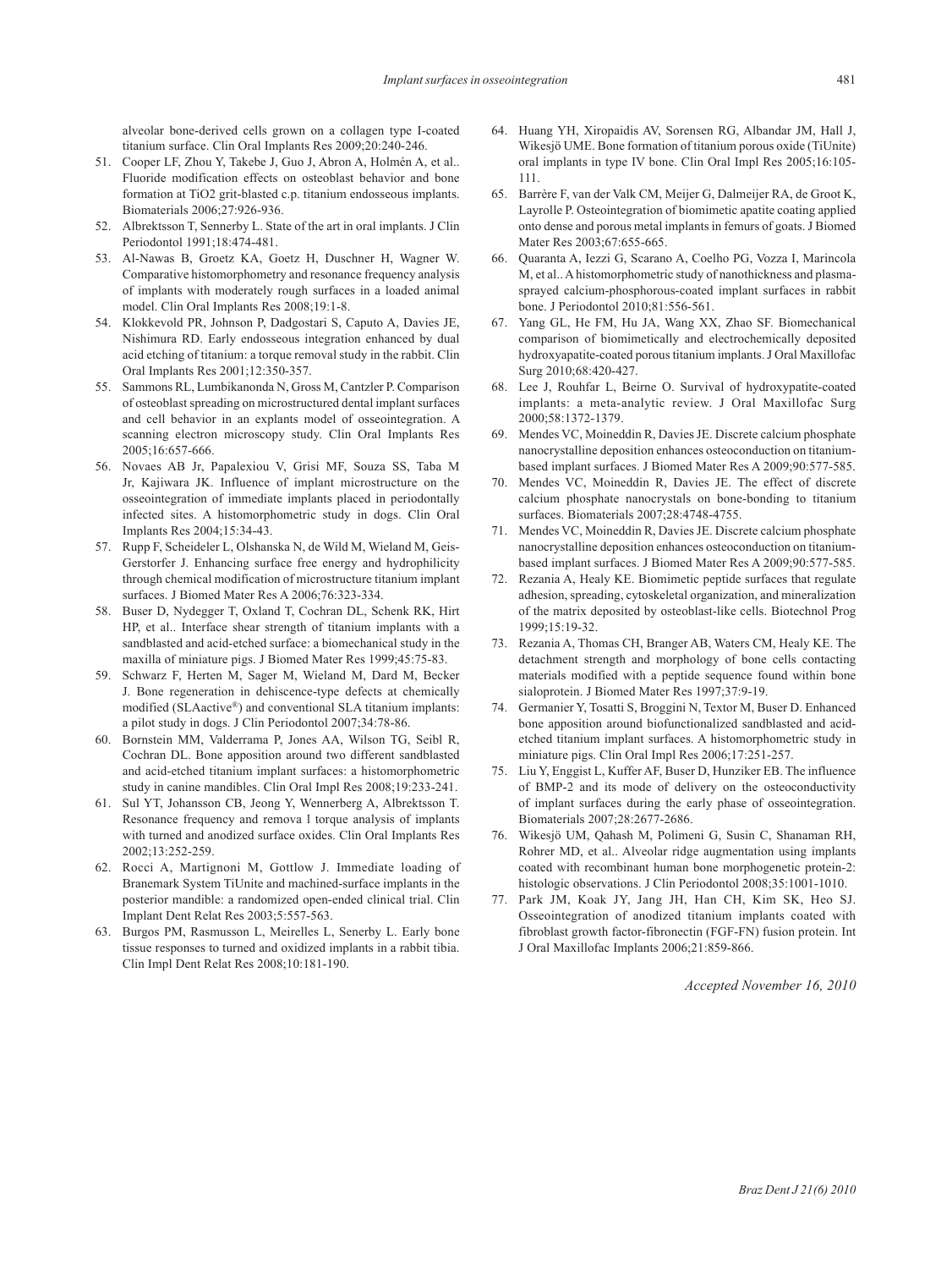alveolar bone-derived cells grown on a collagen type I-coated titanium surface. Clin Oral Implants Res 2009;20:240-246.

51. Cooper LF, Zhou Y, Takebe J, Guo J, Abron A, Holmén A, et al.. Fluoride modification effects on osteoblast behavior and bone formation at TiO2 grit-blasted c.p. titanium endosseous implants. Biomaterials 2006;27:926-936.
52. Albrektsson T, Sennerby L. State of the art in oral implants. J Clin Periodontol 1991;18:474-481.
53. Al-Nawas B, Groetz KA, Goetz H, Duschner H, Wagner W. Comparative histomorphometry and resonance frequency analysis of implants with moderately rough surfaces in a loaded animal model. Clin Oral Implants Res 2008;19:1-8.
54. Klokkevold PR, Johnson P, Dadgostari S, Caputo A, Davies JE, Nishimura RD. Early endosseous integration enhanced by dual acid etching of titanium: a torque removal study in the rabbit. Clin Oral Implants Res 2001;12:350-357.
55. Sammons RL, Lumbikanonda N, Gross M, Cantzler P. Comparison of osteoblast spreading on microstructured dental implant surfaces and cell behavior in an explants model of osseointegration. A scanning electron microscopy study. Clin Oral Implants Res 2005;16:657-666.
56. Novaes AB Jr, Papalexiou V, Grisi MF, Souza SS, Taba M Jr, Kajiwara JK. Influence of implant microstructure on the osseointegration of immediate implants placed in periodontally infected sites. A histomorphometric study in dogs. Clin Oral Implants Res 2004;15:34-43.
57. Rupp F, Scheideler L, Olshanska N, de Wild M, Wieland M, Geis-Gerstorfer J. Enhancing surface free energy and hydrophilicity through chemical modification of microstructure titanium implant surfaces. J Biomed Mater Res A 2006;76:323-334.
58. Buser D, Nydegger T, Oxland T, Cochran DL, Schenk RK, Hirt HP, et al.. Interface shear strength of titanium implants with a sandblasted and acid-etched surface: a biomechanical study in the maxilla of miniature pigs. J Biomed Mater Res 1999;45:75-83.
59. Schwarz F, Herten M, Sager M, Wieland M, Dard M, Becker J. Bone regeneration in dehiscence-type defects at chemically modified (SLActive®) and conventional SLA titanium implants: a pilot study in dogs. J Clin Periodontol 2007;34:78-86.
60. Bornstein MM, Valderrama P, Jones AA, Wilson TG, Seibl R, Cochran DL. Bone apposition around two different sandblasted and acid-etched titanium implant surfaces: a histomorphometric study in canine mandibles. Clin Oral Impl Res 2008;19:233-241.
61. Sul YT, Johansson CB, Jeong Y, Wennerberg A, Albrektsson T. Resonance frequency and remova l torque analysis of implants with turned and anodized surface oxides. Clin Oral Implants Res 2002;13:252-259.
62. Rocci A, Martignoni M, Gottlow J. Immediate loading of Branemark System TiUnite and machined-surface implants in the posterior mandible: a randomized open-ended clinical trial. Clin Implant Dent Relat Res 2003;5:557-563.
63. Burgos PM, Rasmusson L, Meirelles L, Senerby L. Early bone tissue responses to turned and oxidized implants in a rabbit tibia. Clin Impl Dent Relat Res 2008;10:181-190.
64. Huang YH, Xiropaidis AV, Sorensen RG, Albandar JM, Hall J, Wikesjö UME. Bone formation of titanium porous oxide (TiUnite) oral implants in type IV bone. Clin Oral Impl Res 2005;16:105-111.
65. Barrère F, van der Valk CM, Meijer G, Dalmeijer RA, de Groot K, Layrolle P. Osteointegration of biomimetic apatite coating applied onto dense and porous metal implants in femurs of goats. J Biomed Mater Res 2003;67:655-665.
66. Quaranta A, Iezzi G, Scarano A, Coelho PG, Vozza I, Marincola M, et al.. A histomorphometric study of nanothickness and plasma-sprayed calcium-phosphorous-coated implant surfaces in rabbit bone. J Periodontol 2010;81:556-561.
67. Yang GL, He FM, Hu JA, Wang XX, Zhao SF. Biomechanical comparison of biomimetically and electrochemically deposited hydroxyapatite-coated porous titanium implants. J Oral Maxillofac Surg 2010;68:420-427.
68. Lee J, Rouhfar L, Beirne O. Survival of hydroxypatite-coated implants: a meta-analytic review. J Oral Maxillofac Surg 2000;58:1372-1379.
69. Mendes VC, Moineddin R, Davies JE. Discrete calcium phosphate nanocrystalline deposition enhances osteoconduction on titanium-based implant surfaces. J Biomed Mater Res A 2009;90:577-585.
70. Mendes VC, Moineddin R, Davies JE. The effect of discrete calcium phosphate nanocrystals on bone-bonding to titanium surfaces. Biomaterials 2007;28:4748-4755.
71. Mendes VC, Moineddin R, Davies JE. Discrete calcium phosphate nanocrystalline deposition enhances osteoconduction on titanium-based implant surfaces. J Biomed Mater Res A 2009;90:577-585.
72. Rezania A, Healy KE. Biomimetic peptide surfaces that regulate adhesion, spreading, cytoskeletal organization, and mineralization of the matrix deposited by osteoblast-like cells. Biotechnol Prog 1999;15:19-32.
73. Rezania A, Thomas CH, Branger AB, Waters CM, Healy KE. The detachment strength and morphology of bone cells contacting materials modified with a peptide sequence found within bone sialoprotein. J Biomed Mater Res 1997;37:9-19.
74. Germanier Y, Tosatti S, Broggini N, Textor M, Buser D. Enhanced bone apposition around biofunctionalized sandblasted and acid-etched titanium implant surfaces. A histomorphometric study in miniature pigs. Clin Oral Impl Res 2006;17:251-257.
75. Liu Y, Enggist L, Kuffer AF, Buser D, Hunziker EB. The influence of BMP-2 and its mode of delivery on the osteoconductivity of implant surfaces during the early phase of osseointegration. Biomaterials 2007;28:2677-2686.
76. Wikesjö UM, Qahash M, Polimeni G, Susin C, Shanaman RH, Rohrer MD, et al.. Alveolar ridge augmentation using implants coated with recombinant human bone morphogenetic protein-2: histologic observations. J Clin Periodontol 2008;35:1001-1010.
77. Park JM, Koak JY, Jang JH, Han CH, Kim SK, Heo SJ. Osseointegration of anodized titanium implants coated with fibroblast growth factor-fibronectin (FGF-FN) fusion protein. Int J Oral Maxillofac Implants 2006;21:859-866.

*Accepted November 16, 2010*